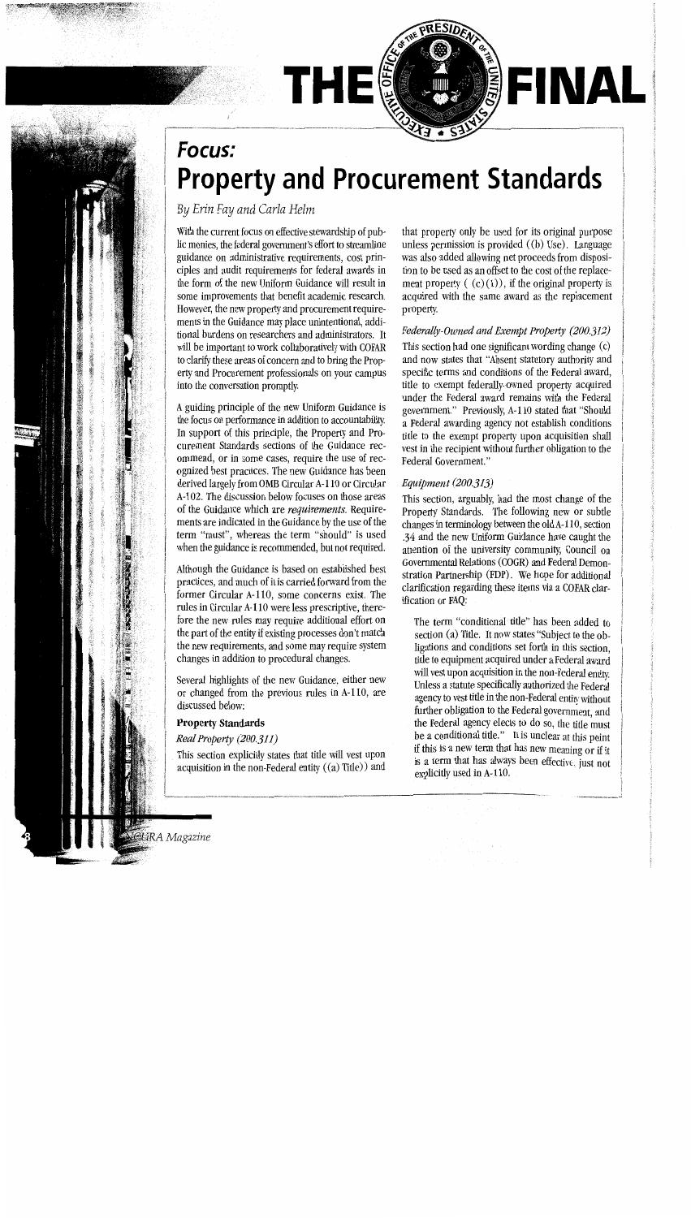# THE FINAL

## Focus:

# Property and Procurement Standards

*By Erin Fay and Carla Helm*

With the current focus on effective stewardship of public monies, the federal government's effort to streamline guidance on administrative requirements, cost principles and audit requirements for federal awards in the form of the new Uniform Guidance will result in some improvements that benefit academic research. However, the new property and procurement requirements in the Guidance may place unintentional, additional burdens on researchers and administrators. It will be important to work collaboratively with COFAR to clarify these areas of concern and to bring the Property and Procurement professionals on your campus into the conversation promptly.

A guiding principle of the new Uniform Guidance is the focus on performance in addition to accountability. In support of this principle, the Property and Procurement Standards sections of the Guidance recommend, or in some cases, require the use of recognized best practices. The new Guidance has been derived largely from OMB Circular A-110 or Circular A-102. The discussion below focuses on those areas of the Guidance which are *requirements*. Requirements are indicated in the Guidance by the use of the term "must", whereas the term "should" is used when the guidance is recommended, but not required.

Although the Guidance is based on established best practices, and much of it is carried forward from the former Circular A-110, some concerns exist. The rules in Circular A-110 were less prescriptive, therefore the new rules may require additional effort on the part of the entity if existing processes don't match the new requirements, and some may require system changes in addition to procedural changes.

Several highlights of the new Guidance, either new or changed from the previous rules in A-110, are discussed below:

### Property Standards

*Real Property (200.311)*

This section explicitly states that title will vest upon acquisition in the non-Federal entity ((a) Title)) and that property only be used for its original purpose unless permission is provided ((b) Use). Language was also added allowing net proceeds from disposition to be used as an offset to the cost of the replacement property ( (c)(1)), if the original property is acquired with the same award as the replacement property.

*Federally-Owned and Exempt Property (200.312)*

This section had one significant wording change (c) and now states that "Absent statutory authority and specific terms and conditions of the Federal award, title to exempt federally-owned property acquired under the Federal award remains with the Federal government." Previously, A-110 stated that "Should a Federal awarding agency not establish conditions title to the exempt property upon acquisition shall vest in the recipient without further obligation to the Federal Government."

*Equipment (200.313)*

This section, arguably, had the most change of the Property Standards. The following new or subtle changes in terminology between the old A-110, section .34 and the new Uniform Guidance have caught the attention of the university community, Council on Governmental Relations (COGR) and Federal Demonstration Partnership (FDP). We hope for additional clarification regarding these items via a COFAR clarification or FAQ:

> The term "conditional title" has been added to section (a) Title. It now states "Subject to the obligations and conditions set forth in this section, title to equipment acquired under a Federal award will vest upon acquisition in the non-Federal entity. Unless a statute specifically authorized the Federal agency to vest title in the non-Federal entity without further obligation to the Federal government, and the Federal agency elects to do so, the title must be a conditional title." It is unclear at this point if this is a new term that has new meaning or if it is a term that has always been effective, just not explicitly used in A-110.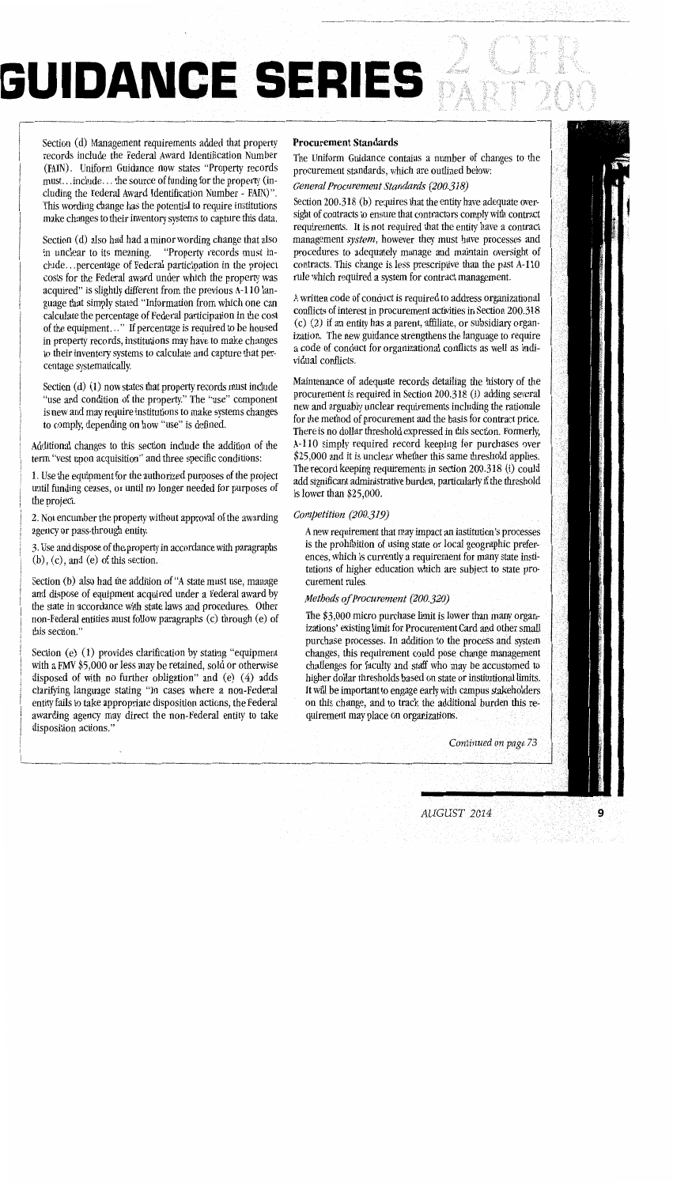Section (d) Management requirements added that property records include the Federal Award Identification Number (FAIN). Uniform Guidance now states "Property records must…include… the source of funding for the property (including the Federal Award Identification Number - FAIN)". This wording change has the potential to require institutions make changes to their inventory systems to capture this data.

Section (d) also had had a minor wording change that also is unclear to its meaning. "Property records must include…percentage of Federal participation in the project costs for the Federal award under which the property was acquired" is slightly different from the previous A-110 language that simply stated "Information from which one can calculate the percentage of Federal participation in the cost of the equipment…" If percentage is required to be housed in property records, institutions may have to make changes to their inventory systems to calculate and capture that percentage systematically.

Section (d) (1) now states that property records must include "use and condition of the property." The "use" component is new and may require institutions to make systems changes to comply, depending on how "use" is defined.

Additional changes to this section include the addition of the term "vest upon acquisition" and three specific conditions:

1. Use the equipment for the authorized purposes of the project until funding ceases, or until no longer needed for purposes of the project.

2. Not encumber the property without approval of the awarding agency or pass-through entity.

3. Use and dispose of the property in accordance with paragraphs (b), (c), and (e) of this section.

Section (b) also had the addition of "A state must use, manage and dispose of equipment acquired under a Federal award by the state in accordance with state laws and procedures. Other non-Federal entities must follow paragraphs (c) through (e) of this section."

Section (e) (1) provides clarification by stating "equipment with a FMV $5,000 or less may be retained, sold or otherwise disposed of with no further obligation" and (e) (4) adds clarifying language stating "In cases where a non-Federal entity fails to take appropriate disposition actions, the Federal awarding agency may direct the non-Federal entity to take disposition actions."

### Procurement Standards

The Uniform Guidance contains a number of changes to the procurement standards, which are outlined below:

*General Procurement Standards (200.318)*

Section 200.318 (b) requires that the entity have adequate oversight of contracts to ensure that contractors comply with contract requirements. It is not required that the entity have a contract management *system*, however they must have processes and procedures to adequately manage and maintain oversight of contracts. This change is less prescriptive than the past A-110 rule which required a system for contract management.

A written code of conduct is required to address organizational conflicts of interest in procurement activities in Section 200.318 (c) (2) if an entity has a parent, affiliate, or subsidiary organization. The new guidance strengthens the language to require a code of conduct for organizational conflicts as well as individual conflicts.

Maintenance of adequate records detailing the history of the procurement is required in Section 200.318 (i) adding several new and arguably unclear requirements including the rationale for the method of procurement and the basis for contract price. There is no dollar threshold expressed in this section. Formerly, A-110 simply required record keeping for purchases over $25,000 and it is unclear whether this same threshold applies. The record keeping requirements in section 200.318 (i) could add significant administrative burden, particularly if the threshold is lower than $25,000.

*Competition (200.319)*

A new requirement that may impact an institution's processes is the prohibition of using state or local geographic preferences, which is currently a requirement for many state institutions of higher education which are subject to state procurement rules.

*Methods of Procurement (200.320)*

The $3,000 micro purchase limit is lower than many organizations' existing limit for Procurement Card and other small purchase processes. In addition to the process and system changes, this requirement could pose change management challenges for faculty and staff who may be accustomed to higher dollar thresholds based on state or institutional limits. It will be important to engage early with campus stakeholders on this change, and to track the additional burden this requirement may place on organizations.

*Continued on page 73*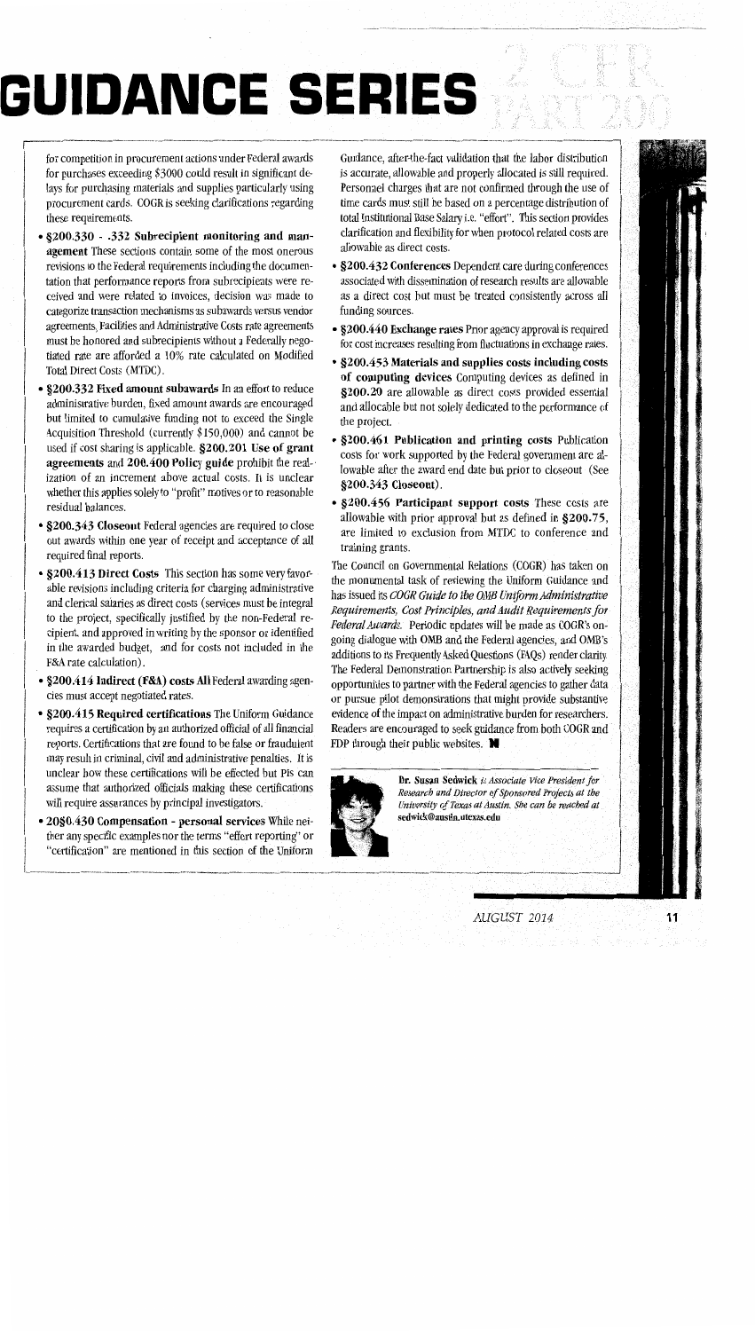for competition in procurement actions under Federal awards for purchases exceeding $3000 could result in significant delays for purchasing materials and supplies particularly using procurement cards. COGR is seeking clarifications regarding these requirements.

- **§200.330 - .332 Subrecipient monitoring and management** These sections contain some of the most onerous revisions to the Federal requirements including the documentation that performance reports from subrecipients were received and were related to invoices, decision was made to categorize transaction mechanisms as subawards versus vendor agreements, Facilities and Administrative Costs rate agreements must be honored and subrecipients without a Federally negotiated rate are afforded a 10% rate calculated on Modified Total Direct Costs (MTDC).
- **§200.332 Fixed amount subawards** In an effort to reduce administrative burden, fixed amount awards are encouraged but limited to cumulative funding not to exceed the Single Acquisition Threshold (currently $150,000) and cannot be used if cost sharing is applicable. **§200.201 Use of grant agreements** and **200.400 Policy guide** prohibit the realization of an increment above actual costs. It is unclear whether this applies solely to "profit" motives or to reasonable residual balances.
- **§200.343 Closeout** Federal agencies are required to close out awards within one year of receipt and acceptance of all required final reports.
- **§200.413 Direct Costs** This section has some very favorable revisions including criteria for charging administrative and clerical salaries as direct costs (services must be integral to the project, specifically justified by the non-Federal recipient and approved in writing by the sponsor or identified in the awarded budget, and for costs not included in the F&A rate calculation).
- **§200.414 Indirect (F&A) costs** All Federal awarding agencies must accept negotiated rates.
- **§200.415 Required certifications** The Uniform Guidance requires a certification by an authorized official of all financial reports. Certifications that are found to be false or fraudulent may result in criminal, civil and administrative penalties. It is unclear how these certifications will be effected but PIs can assume that authorized officials making these certifications will require assurances by principal investigators.
- **20§0.430 Compensation - personal services** While neither any specific examples nor the terms "effort reporting" or "certification" are mentioned in this section of the Uniform Guidance, after-the-fact validation that the labor distribution is accurate, allowable and properly allocated is still required. Personnel charges that are not confirmed through the use of time cards must still be based on a percentage distribution of total Institutional Base Salary i.e. "effort". This section provides clarification and flexibility for when protocol related costs are allowable as direct costs.
- **§200.432 Conferences** Dependent care during conferences associated with dissemination of research results are allowable as a direct cost but must be treated consistently across all funding sources.
- **§200.440 Exchange rates** Prior agency approval is required for cost increases resulting from fluctuations in exchange rates.
- **§200.453 Materials and supplies costs including costs of computing devices** Computing devices as defined in **§200.20** are allowable as direct costs provided essential and allocable but not solely dedicated to the performance of the project.
- **§200.461 Publication and printing costs** Publication costs for work supported by the Federal government are allowable after the award end date but prior to closeout (See **§200.343 Closeout**).
- **§200.456 Participant support costs** These costs are allowable with prior approval but as defined in **§200.75**, are limited to exclusion from MTDC to conference and training grants.

The Council on Governmental Relations (COGR) has taken on the monumental task of reviewing the Uniform Guidance and has issued its *COGR Guide to the OMB Uniform Administrative Requirements, Cost Principles, and Audit Requirements for Federal Awards*. Periodic updates will be made as COGR's ongoing dialogue with OMB and the Federal agencies, and OMB's additions to its Frequently Asked Questions (FAQs) render clarity. The Federal Demonstration Partnership is also actively seeking opportunities to partner with the Federal agencies to gather data or pursue pilot demonstrations that might provide substantive evidence of the impact on administrative burden for researchers. Readers are encouraged to seek guidance from both COGR and FDP through their public websites.

**Dr. Susan Sedwick** *is Associate Vice President for Research and Director of Sponsored Projects at the University of Texas at Austin. She can be reached at* **sedwick@austin.utexas.edu**